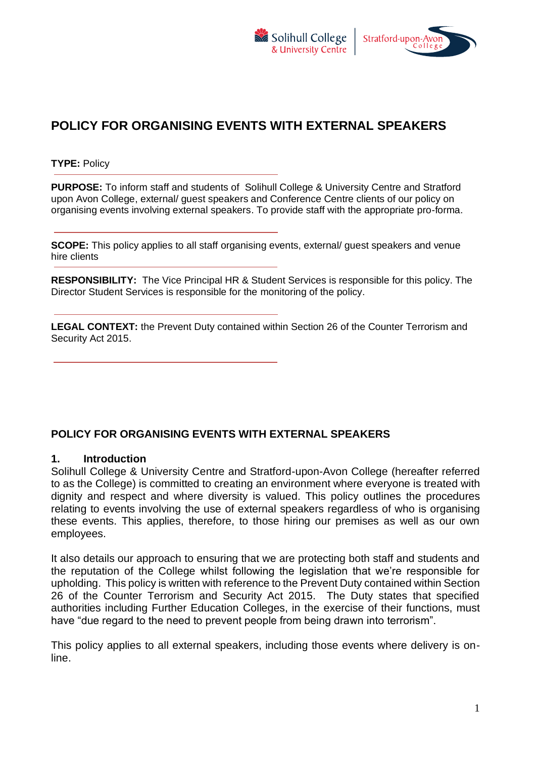# POLICY FOR ORGANISING EVENTS WITH EXTERNAL SPEAKERS

**TYPE:** Policy

**PURPOSE:** To inform staff and students of Solihull College & University Centre and Stratford upon Avon College, external/ guest speakers and Conference Centre clients of our policy on organising events involving external speakers. To provide staff with the appropriate pro-forma.

**SCOPE:** This policy applies to all staff organising events, external/ guest speakers and venue hire clients

**RESPONSIBILITY:** The Vice Principal HR & Student Services is responsible for this policy. The Director Student Services is responsible for the monitoring of the policy.

**LEGAL CONTEXT:** the Prevent Duty contained within Section 26 of the Counter Terrorism and Security Act 2015.

## POLICY FOR ORGANISING EVENTS WITH EXTERNAL SPEAKERS

### 1. Introduction

Solihull College & University Centre and Stratford-upon-Avon College (hereafter referred to as the College) is committed to creating an environment where everyone is treated with dignity and respect and where diversity is valued. This policy outlines the procedures relating to events involving the use of external speakers regardless of who is organising these events. This applies, therefore, to those hiring our premises as well as our own employees.

It also details our approach to ensuring that we are protecting both staff and students and the reputation of the College whilst following the legislation that we're responsible for upholding. This policy is written with reference to the Prevent Duty contained within Section 26 of the Counter Terrorism and Security Act 2015. The Duty states that specified authorities including Further Education Colleges, in the exercise of their functions, must have "due regard to the need to prevent people from being drawn into terrorism".

This policy applies to all external speakers, including those events where delivery is on-line.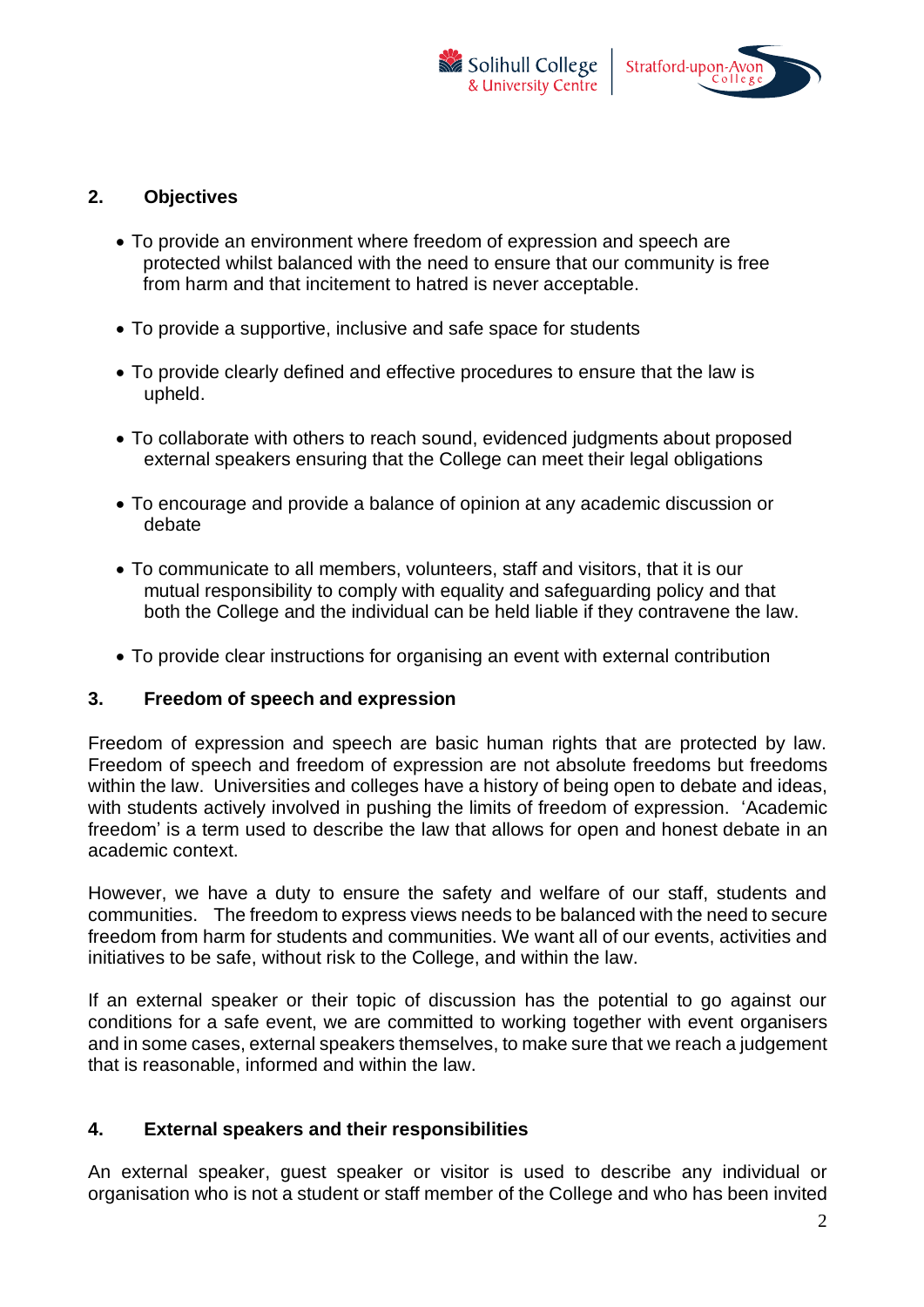## 2. Objectives

- To provide an environment where freedom of expression and speech are protected whilst balanced with the need to ensure that our community is free from harm and that incitement to hatred is never acceptable.
- To provide a supportive, inclusive and safe space for students
- To provide clearly defined and effective procedures to ensure that the law is upheld.
- To collaborate with others to reach sound, evidenced judgments about proposed external speakers ensuring that the College can meet their legal obligations
- To encourage and provide a balance of opinion at any academic discussion or debate
- To communicate to all members, volunteers, staff and visitors, that it is our mutual responsibility to comply with equality and safeguarding policy and that both the College and the individual can be held liable if they contravene the law.
- To provide clear instructions for organising an event with external contribution

## 3. Freedom of speech and expression

Freedom of expression and speech are basic human rights that are protected by law. Freedom of speech and freedom of expression are not absolute freedoms but freedoms within the law. Universities and colleges have a history of being open to debate and ideas, with students actively involved in pushing the limits of freedom of expression. 'Academic freedom' is a term used to describe the law that allows for open and honest debate in an academic context.

However, we have a duty to ensure the safety and welfare of our staff, students and communities. The freedom to express views needs to be balanced with the need to secure freedom from harm for students and communities. We want all of our events, activities and initiatives to be safe, without risk to the College, and within the law.

If an external speaker or their topic of discussion has the potential to go against our conditions for a safe event, we are committed to working together with event organisers and in some cases, external speakers themselves, to make sure that we reach a judgement that is reasonable, informed and within the law.

## 4. External speakers and their responsibilities

An external speaker, guest speaker or visitor is used to describe any individual or organisation who is not a student or staff member of the College and who has been invited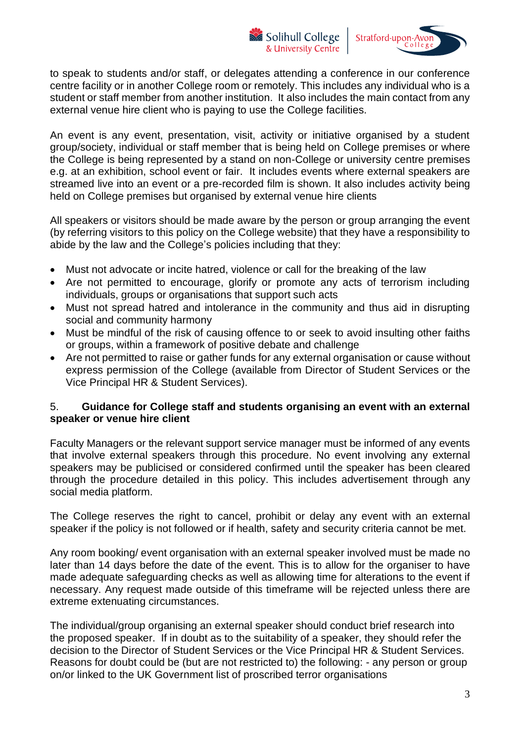to speak to students and/or staff, or delegates attending a conference in our conference centre facility or in another College room or remotely. This includes any individual who is a student or staff member from another institution. It also includes the main contact from any external venue hire client who is paying to use the College facilities.

An event is any event, presentation, visit, activity or initiative organised by a student group/society, individual or staff member that is being held on College premises or where the College is being represented by a stand on non-College or university centre premises e.g. at an exhibition, school event or fair. It includes events where external speakers are streamed live into an event or a pre-recorded film is shown. It also includes activity being held on College premises but organised by external venue hire clients

All speakers or visitors should be made aware by the person or group arranging the event (by referring visitors to this policy on the College website) that they have a responsibility to abide by the law and the College's policies including that they:

- Must not advocate or incite hatred, violence or call for the breaking of the law
- Are not permitted to encourage, glorify or promote any acts of terrorism including individuals, groups or organisations that support such acts
- Must not spread hatred and intolerance in the community and thus aid in disrupting social and community harmony
- Must be mindful of the risk of causing offence to or seek to avoid insulting other faiths or groups, within a framework of positive debate and challenge
- Are not permitted to raise or gather funds for any external organisation or cause without express permission of the College (available from Director of Student Services or the Vice Principal HR & Student Services).

## 5. Guidance for College staff and students organising an event with an external speaker or venue hire client

Faculty Managers or the relevant support service manager must be informed of any events that involve external speakers through this procedure. No event involving any external speakers may be publicised or considered confirmed until the speaker has been cleared through the procedure detailed in this policy. This includes advertisement through any social media platform.

The College reserves the right to cancel, prohibit or delay any event with an external speaker if the policy is not followed or if health, safety and security criteria cannot be met.

Any room booking/ event organisation with an external speaker involved must be made no later than 14 days before the date of the event. This is to allow for the organiser to have made adequate safeguarding checks as well as allowing time for alterations to the event if necessary. Any request made outside of this timeframe will be rejected unless there are extreme extenuating circumstances.

The individual/group organising an external speaker should conduct brief research into the proposed speaker. If in doubt as to the suitability of a speaker, they should refer the decision to the Director of Student Services or the Vice Principal HR & Student Services. Reasons for doubt could be (but are not restricted to) the following: - any person or group on/or linked to the UK Government list of proscribed terror organisations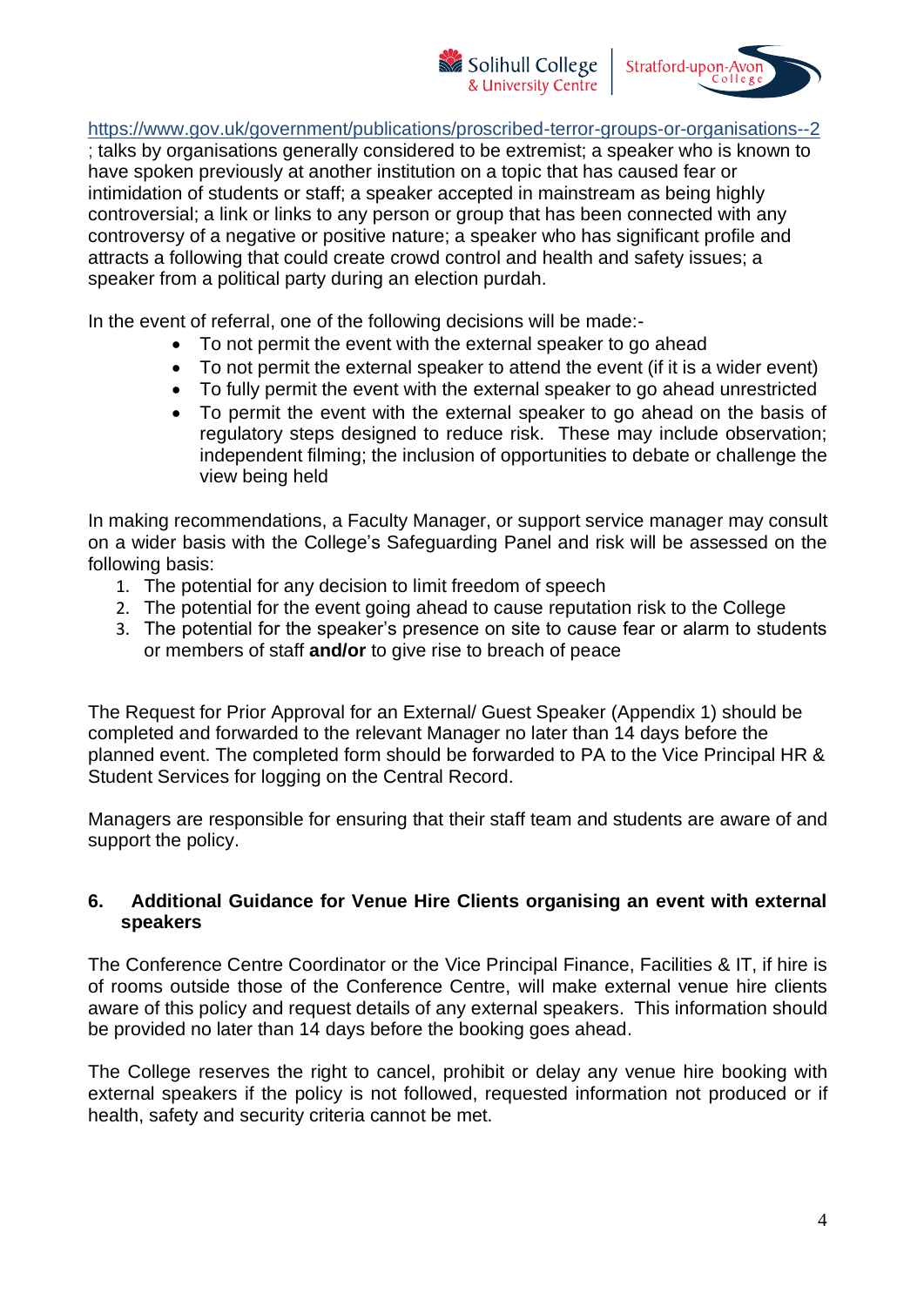https://www.gov.uk/government/publications/proscribed-terror-groups-or-organisations--2 ; talks by organisations generally considered to be extremist; a speaker who is known to have spoken previously at another institution on a topic that has caused fear or intimidation of students or staff; a speaker accepted in mainstream as being highly controversial; a link or links to any person or group that has been connected with any controversy of a negative or positive nature; a speaker who has significant profile and attracts a following that could create crowd control and health and safety issues; a speaker from a political party during an election purdah.

In the event of referral, one of the following decisions will be made:-

- To not permit the event with the external speaker to go ahead
- To not permit the external speaker to attend the event (if it is a wider event)
- To fully permit the event with the external speaker to go ahead unrestricted
- To permit the event with the external speaker to go ahead on the basis of regulatory steps designed to reduce risk. These may include observation; independent filming; the inclusion of opportunities to debate or challenge the view being held

In making recommendations, a Faculty Manager, or support service manager may consult on a wider basis with the College's Safeguarding Panel and risk will be assessed on the following basis:

1. The potential for any decision to limit freedom of speech
2. The potential for the event going ahead to cause reputation risk to the College
3. The potential for the speaker's presence on site to cause fear or alarm to students or members of staff **and/or** to give rise to breach of peace

The Request for Prior Approval for an External/ Guest Speaker (Appendix 1) should be completed and forwarded to the relevant Manager no later than 14 days before the planned event. The completed form should be forwarded to PA to the Vice Principal HR & Student Services for logging on the Central Record.

Managers are responsible for ensuring that their staff team and students are aware of and support the policy.

## 6. Additional Guidance for Venue Hire Clients organising an event with external speakers

The Conference Centre Coordinator or the Vice Principal Finance, Facilities & IT, if hire is of rooms outside those of the Conference Centre, will make external venue hire clients aware of this policy and request details of any external speakers. This information should be provided no later than 14 days before the booking goes ahead.

The College reserves the right to cancel, prohibit or delay any venue hire booking with external speakers if the policy is not followed, requested information not produced or if health, safety and security criteria cannot be met.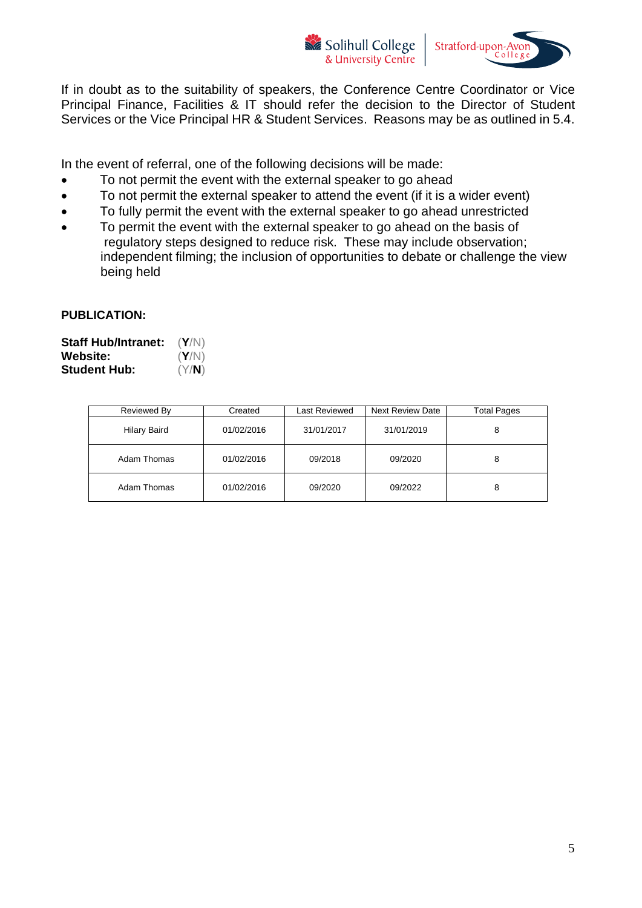If in doubt as to the suitability of speakers, the Conference Centre Coordinator or Vice Principal Finance, Facilities & IT should refer the decision to the Director of Student Services or the Vice Principal HR & Student Services. Reasons may be as outlined in 5.4.

In the event of referral, one of the following decisions will be made:

- To not permit the event with the external speaker to go ahead
- To not permit the external speaker to attend the event (if it is a wider event)
- To fully permit the event with the external speaker to go ahead unrestricted
- To permit the event with the external speaker to go ahead on the basis of regulatory steps designed to reduce risk. These may include observation; independent filming; the inclusion of opportunities to debate or challenge the view being held

**PUBLICATION:**

**Staff Hub/Intranet:** (**Y**/N)
**Website:** (**Y**/N)
**Student Hub:** (Y/**N**)

| Reviewed By | Created | Last Reviewed | Next Review Date | Total Pages |
|---|---|---|---|---|
| Hilary Baird | 01/02/2016 | 31/01/2017 | 31/01/2019 | 8 |
| Adam Thomas | 01/02/2016 | 09/2018 | 09/2020 | 8 |
| Adam Thomas | 01/02/2016 | 09/2020 | 09/2022 | 8 |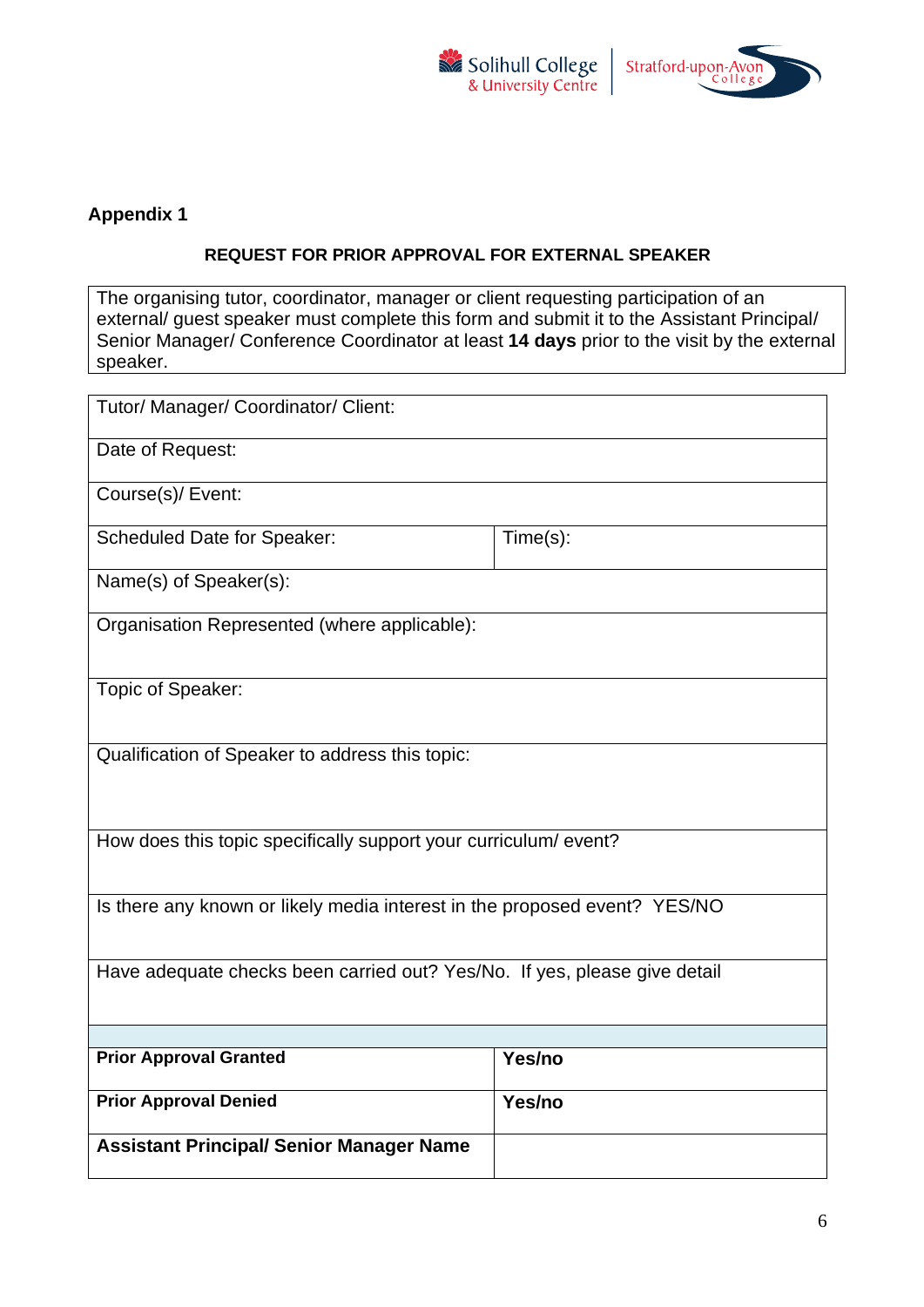**Appendix 1**

**REQUEST FOR PRIOR APPROVAL FOR EXTERNAL SPEAKER**

The organising tutor, coordinator, manager or client requesting participation of an external/ guest speaker must complete this form and submit it to the Assistant Principal/ Senior Manager/ Conference Coordinator at least **14 days** prior to the visit by the external speaker.

| Tutor/ Manager/ Coordinator/ Client: | |
|---|---|
| Date of Request: | |
| Course(s)/ Event: | |
| Scheduled Date for Speaker: | Time(s): |
| Name(s) of Speaker(s): | |
| Organisation Represented (where applicable): | |
| Topic of Speaker: | |
| Qualification of Speaker to address this topic: | |
| How does this topic specifically support your curriculum/ event? | |
| Is there any known or likely media interest in the proposed event? YES/NO | |
| Have adequate checks been carried out? Yes/No. If yes, please give detail | |
| | |
| **Prior Approval Granted** | **Yes/no** |
| **Prior Approval Denied** | **Yes/no** |
| **Assistant Principal/ Senior Manager Name** | |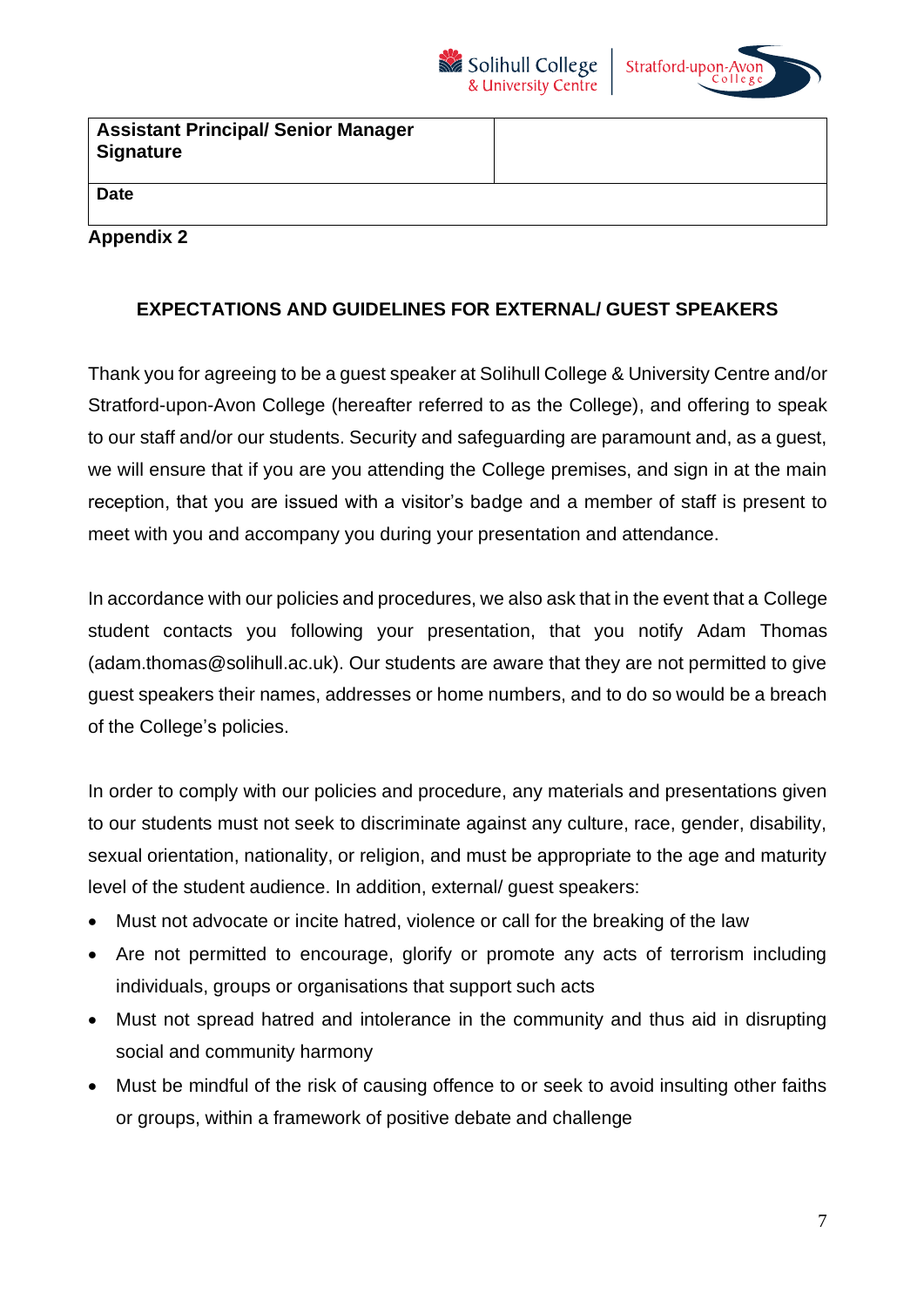| **Assistant Principal/ Senior Manager Signature** | |
|---|---|
| **Date** | |

**Appendix 2**

## EXPECTATIONS AND GUIDELINES FOR EXTERNAL/ GUEST SPEAKERS

Thank you for agreeing to be a guest speaker at Solihull College & University Centre and/or Stratford-upon-Avon College (hereafter referred to as the College), and offering to speak to our staff and/or our students. Security and safeguarding are paramount and, as a guest, we will ensure that if you are you attending the College premises, and sign in at the main reception, that you are issued with a visitor's badge and a member of staff is present to meet with you and accompany you during your presentation and attendance.

In accordance with our policies and procedures, we also ask that in the event that a College student contacts you following your presentation, that you notify Adam Thomas (adam.thomas@solihull.ac.uk). Our students are aware that they are not permitted to give guest speakers their names, addresses or home numbers, and to do so would be a breach of the College's policies.

In order to comply with our policies and procedure, any materials and presentations given to our students must not seek to discriminate against any culture, race, gender, disability, sexual orientation, nationality, or religion, and must be appropriate to the age and maturity level of the student audience. In addition, external/ guest speakers:

- Must not advocate or incite hatred, violence or call for the breaking of the law
- Are not permitted to encourage, glorify or promote any acts of terrorism including individuals, groups or organisations that support such acts
- Must not spread hatred and intolerance in the community and thus aid in disrupting social and community harmony
- Must be mindful of the risk of causing offence to or seek to avoid insulting other faiths or groups, within a framework of positive debate and challenge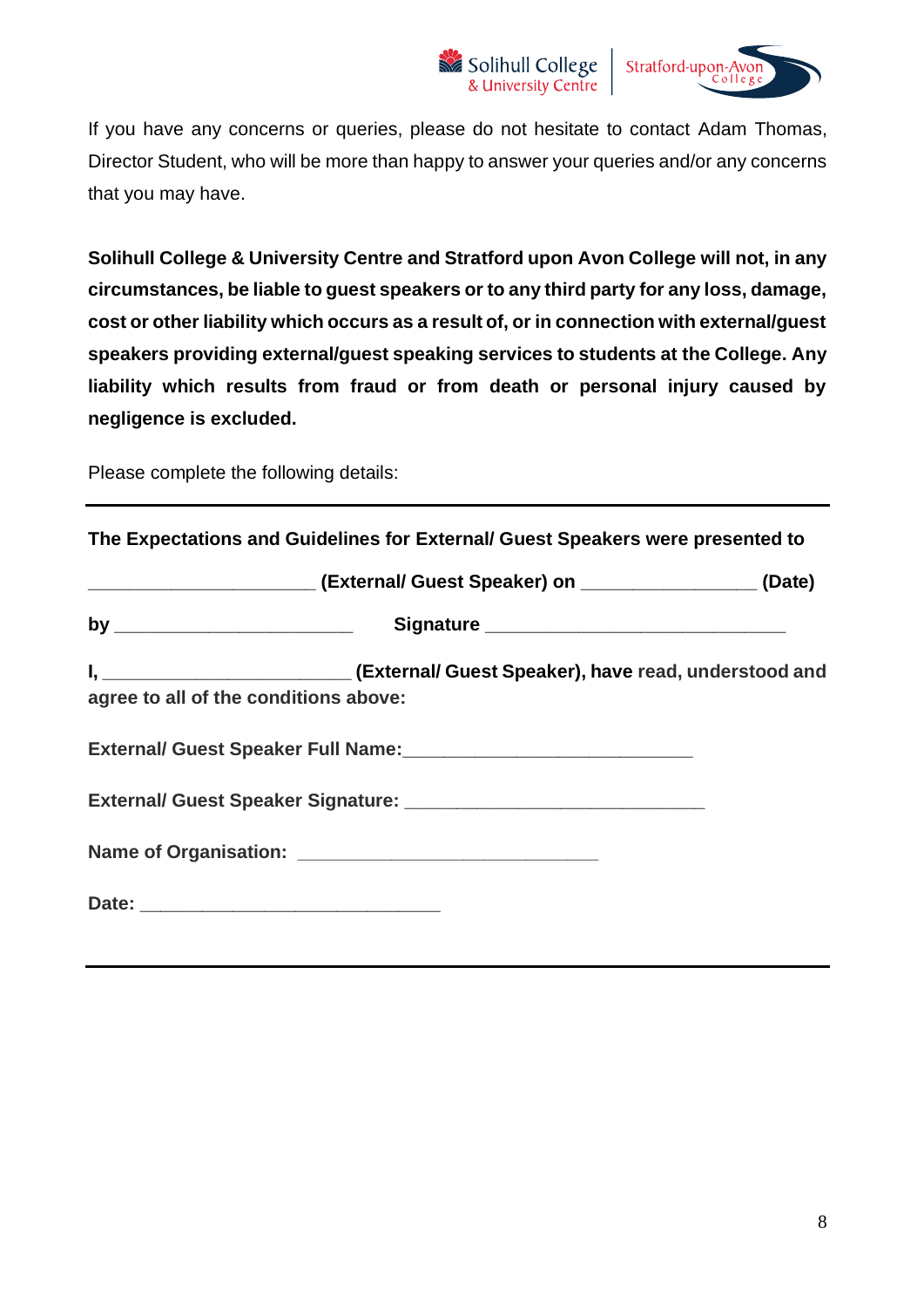If you have any concerns or queries, please do not hesitate to contact Adam Thomas, Director Student, who will be more than happy to answer your queries and/or any concerns that you may have.

**Solihull College & University Centre and Stratford upon Avon College will not, in any circumstances, be liable to guest speakers or to any third party for any loss, damage, cost or other liability which occurs as a result of, or in connection with external/guest speakers providing external/guest speaking services to students at the College. Any liability which results from fraud or from death or personal injury caused by negligence is excluded.**

Please complete the following details:

---

**The Expectations and Guidelines for External/ Guest Speakers were presented to**

**_____________________ (External/ Guest Speaker) on ________________ (Date)**

**by ______________________ Signature ____________________________**

**I, ______________________ (External/ Guest Speaker), have read, understood and agree to all of the conditions above:**

**External/ Guest Speaker Full Name:___________________________**

**External/ Guest Speaker Signature: ____________________________**

**Name of Organisation: ____________________________**

**Date: ____________________________**

---